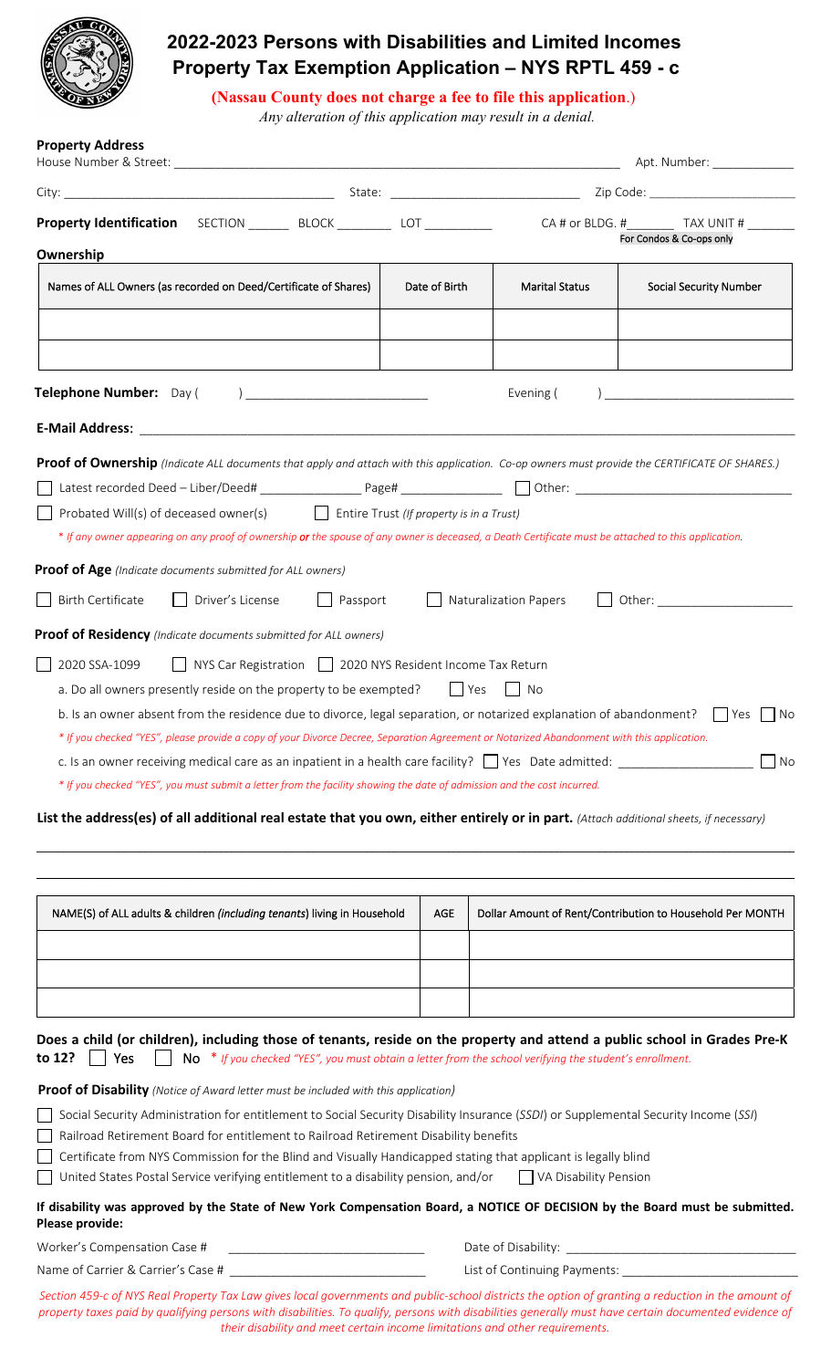# 2022-2023 Persons with Disabilities and Limited Incomes Property Tax Exemption Application – NYS RPTL 459 - c

**(Nassau County does not charge a fee to file this application.)**

*Any alteration of this application may result in a denial.*

**Property Address**

House Number & Street: ______________________________ Apt. Number: ____________

City: ______________________ State: ______________________ Zip Code: ____________________

**Property Identification** SECTION ______ BLOCK ________ LOT _________ CA # or BLDG. #_______ TAX UNIT # _______
For Condos & Co-ops only

**Ownership**

| Names of ALL Owners (as recorded on Deed/Certificate of Shares) | Date of Birth | Marital Status | Social Security Number |
|---|---|---|---|
| | | | |
| | | | |

**Telephone Number:** Day ( ) ____________________ Evening ( ) ____________________

**E-Mail Address:** ________________________________________________

**Proof of Ownership** *(Indicate ALL documents that apply and attach with this application. Co-op owners must provide the CERTIFICATE OF SHARES.)*

☐ Latest recorded Deed – Liber/Deed# ____________ Page# ____________ ☐ Other: ____________________

☐ Probated Will(s) of deceased owner(s) ☐ Entire Trust *(If property is in a Trust)*

*\* If any owner appearing on any proof of ownership **or** the spouse of any owner is deceased, a Death Certificate must be attached to this application.*

**Proof of Age** *(Indicate documents submitted for ALL owners)*

☐ Birth Certificate ☐ Driver's License ☐ Passport ☐ Naturalization Papers ☐ Other: ______________

**Proof of Residency** *(Indicate documents submitted for ALL owners)*

☐ 2020 SSA-1099 ☐ NYS Car Registration ☐ 2020 NYS Resident Income Tax Return

a. Do all owners presently reside on the property to be exempted? ☐ Yes ☐ No

b. Is an owner absent from the residence due to divorce, legal separation, or notarized explanation of abandonment? ☐ Yes ☐ No

*\* If you checked "YES", please provide a copy of your Divorce Decree, Separation Agreement or Notarized Abandonment with this application.*

c. Is an owner receiving medical care as an inpatient in a health care facility? ☐ Yes Date admitted: ______________ ☐ No

*\* If you checked "YES", you must submit a letter from the facility showing the date of admission and the cost incurred.*

**List the address(es) of all additional real estate that you own, either entirely or in part.** *(Attach additional sheets, if necessary)*

________________________________________________________________________

________________________________________________________________________

| NAME(S) of ALL adults & children *(including tenants)* living in Household | AGE | Dollar Amount of Rent/Contribution to Household Per MONTH |
|---|---|---|
| | | |
| | | |
| | | |

**Does a child (or children), including those of tenants, reside on the property and attend a public school in Grades Pre-K to 12?** ☐ Yes ☐ No *\* If you checked "YES", you must obtain a letter from the school verifying the student's enrollment.*

**Proof of Disability** *(Notice of Award letter must be included with this application)*

☐ Social Security Administration for entitlement to Social Security Disability Insurance (*SSDI*) or Supplemental Security Income (*SSI*)

☐ Railroad Retirement Board for entitlement to Railroad Retirement Disability benefits

☐ Certificate from NYS Commission for the Blind and Visually Handicapped stating that applicant is legally blind

☐ United States Postal Service verifying entitlement to a disability pension, and/or ☐ VA Disability Pension

**If disability was approved by the State of New York Compensation Board, a NOTICE OF DECISION by the Board must be submitted. Please provide:**

Worker's Compensation Case # ____________________ Date of Disability: ____________________

Name of Carrier & Carrier's Case # ____________________ List of Continuing Payments: ____________________

*Section 459-c of NYS Real Property Tax Law gives local governments and public-school districts the option of granting a reduction in the amount of property taxes paid by qualifying persons with disabilities. To qualify, persons with disabilities generally must have certain documented evidence of their disability and meet certain income limitations and other requirements.*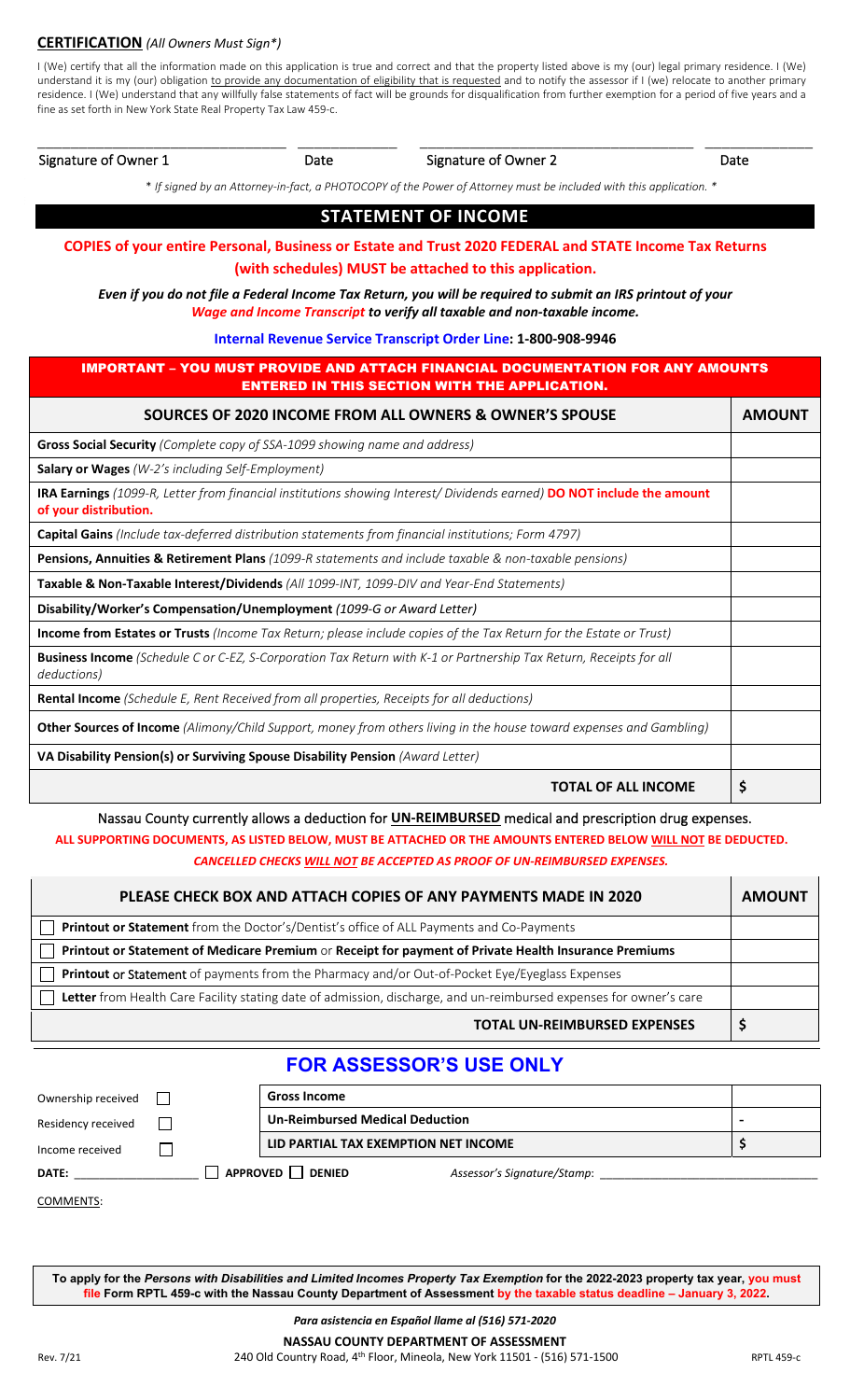## CERTIFICATION *(All Owners Must Sign\*)*

I (We) certify that all the information made on this application is true and correct and that the property listed above is my (our) legal primary residence. I (We) understand it is my (our) obligation to provide any documentation of eligibility that is requested and to notify the assessor if I (we) relocate to another primary residence. I (We) understand that any willfully false statements of fact will be grounds for disqualification from further exemption for a period of five years and a fine as set forth in New York State Real Property Tax Law 459-c.

| Signature of Owner 1 | Date | Signature of Owner 2 | Date |
|---|---|---|---|

*\* If signed by an Attorney-in-fact, a PHOTOCOPY of the Power of Attorney must be included with this application. \**

## STATEMENT OF INCOME

**COPIES of your entire Personal, Business or Estate and Trust 2020 FEDERAL and STATE Income Tax Returns (with schedules) MUST be attached to this application.**

***Even if you do not file a Federal Income Tax Return, you will be required to submit an IRS printout of your Wage and Income Transcript to verify all taxable and non-taxable income.***

**Internal Revenue Service Transcript Order Line: 1-800-908-9946**

**IMPORTANT – YOU MUST PROVIDE AND ATTACH FINANCIAL DOCUMENTATION FOR ANY AMOUNTS ENTERED IN THIS SECTION WITH THE APPLICATION.**

| SOURCES OF 2020 INCOME FROM ALL OWNERS & OWNER'S SPOUSE | AMOUNT |
|---|---|
| **Gross Social Security** *(Complete copy of SSA-1099 showing name and address)* | |
| **Salary or Wages** *(W-2's including Self-Employment)* | |
| **IRA Earnings** *(1099-R, Letter from financial institutions showing Interest/ Dividends earned)* **DO NOT include the amount of your distribution.** | |
| **Capital Gains** *(Include tax-deferred distribution statements from financial institutions; Form 4797)* | |
| **Pensions, Annuities & Retirement Plans** *(1099-R statements and include taxable & non-taxable pensions)* | |
| **Taxable & Non-Taxable Interest/Dividends** *(All 1099-INT, 1099-DIV and Year-End Statements)* | |
| **Disability/Worker's Compensation/Unemployment** *(1099-G or Award Letter)* | |
| **Income from Estates or Trusts** *(Income Tax Return; please include copies of the Tax Return for the Estate or Trust)* | |
| **Business Income** *(Schedule C or C-EZ, S-Corporation Tax Return with K-1 or Partnership Tax Return, Receipts for all deductions)* | |
| **Rental Income** *(Schedule E, Rent Received from all properties, Receipts for all deductions)* | |
| **Other Sources of Income** *(Alimony/Child Support, money from others living in the house toward expenses and Gambling)* | |
| **VA Disability Pension(s) or Surviving Spouse Disability Pension** *(Award Letter)* | |
| **TOTAL OF ALL INCOME** | $ |

Nassau County currently allows a deduction for **UN-REIMBURSED** medical and prescription drug expenses.

**ALL SUPPORTING DOCUMENTS, AS LISTED BELOW, MUST BE ATTACHED OR THE AMOUNTS ENTERED BELOW WILL NOT BE DEDUCTED.**

***CANCELLED CHECKS WILL NOT BE ACCEPTED AS PROOF OF UN-REIMBURSED EXPENSES.***

| PLEASE CHECK BOX AND ATTACH COPIES OF ANY PAYMENTS MADE IN 2020 | AMOUNT |
|---|---|
| ☐ **Printout or Statement** from the Doctor's/Dentist's office of ALL Payments and Co-Payments | |
| ☐ **Printout or Statement of Medicare Premium** or **Receipt for payment of Private Health Insurance Premiums** | |
| ☐ **Printout** or Statement of payments from the Pharmacy and/or Out-of-Pocket Eye/Eyeglass Expenses | |
| ☐ **Letter** from Health Care Facility stating date of admission, discharge, and un-reimbursed expenses for owner's care | |
| **TOTAL UN-REIMBURSED EXPENSES** | $ |

## FOR ASSESSOR'S USE ONLY

| | | |
|---|---|---|
| Ownership received ☐ | **Gross Income** | |
| Residency received ☐ | **Un-Reimbursed Medical Deduction** | - |
| Income received ☐ | **LID PARTIAL TAX EXEMPTION NET INCOME** | $ |

DATE: ____________ ☐ APPROVED ☐ DENIED *Assessor's Signature/Stamp*: ____________

COMMENTS:

**To apply for the *Persons with Disabilities and Limited Incomes Property Tax Exemption* for the 2022-2023 property tax year, you must file Form RPTL 459-c with the Nassau County Department of Assessment by the taxable status deadline – January 3, 2022.**

***Para asistencia en Español llame al (516) 571-2020***

**NASSAU COUNTY DEPARTMENT OF ASSESSMENT**

240 Old Country Road, 4th Floor, Mineola, New York 11501 - (516) 571-1500

Rev. 7/21 RPTL 459-c